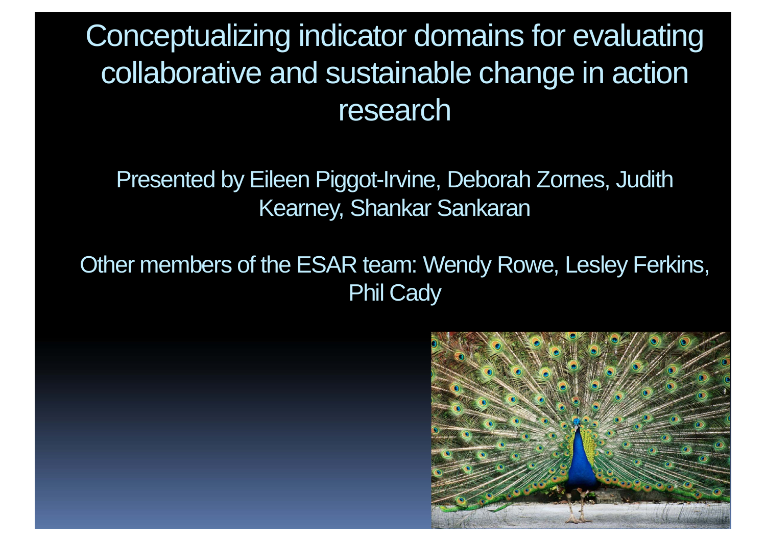# Conceptualizing indicator domains for evaluating collaborative and sustainable change in action research

Presented by Eileen Piggot-Irvine, Deborah Zornes, Judith Kearney, Shankar Sankaran

Other members of the ESAR team: Wendy Rowe, Lesley Ferkins, Phil Cady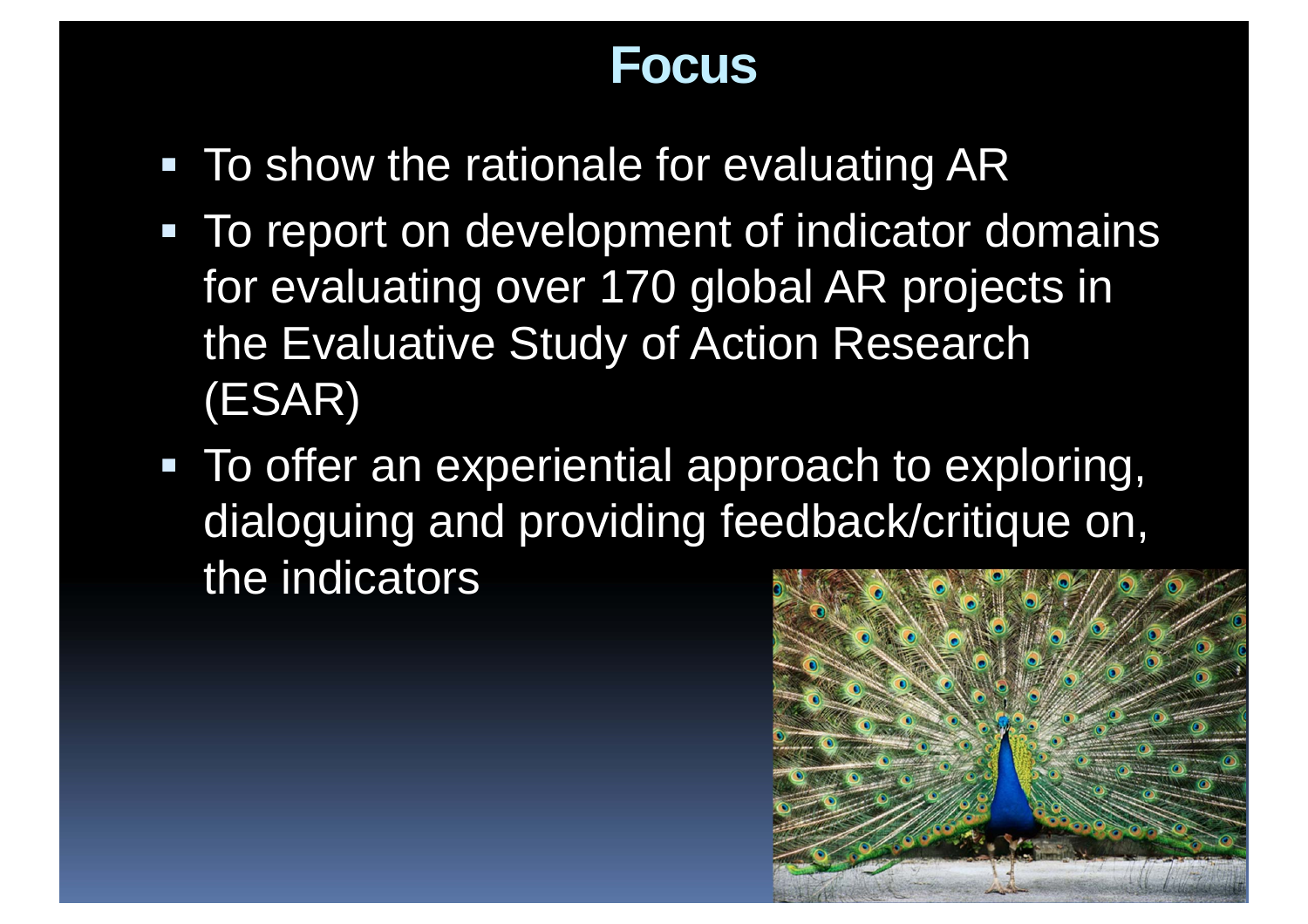# Focus

- To show the rationale for evaluating AR
- To report on development of indicator domains for evaluating over 170 global AR projects in the Evaluative Study of Action Research (ESAR)
- To offer an experiential approach to exploring, dialoguing and providing feedback/critique on, the indicators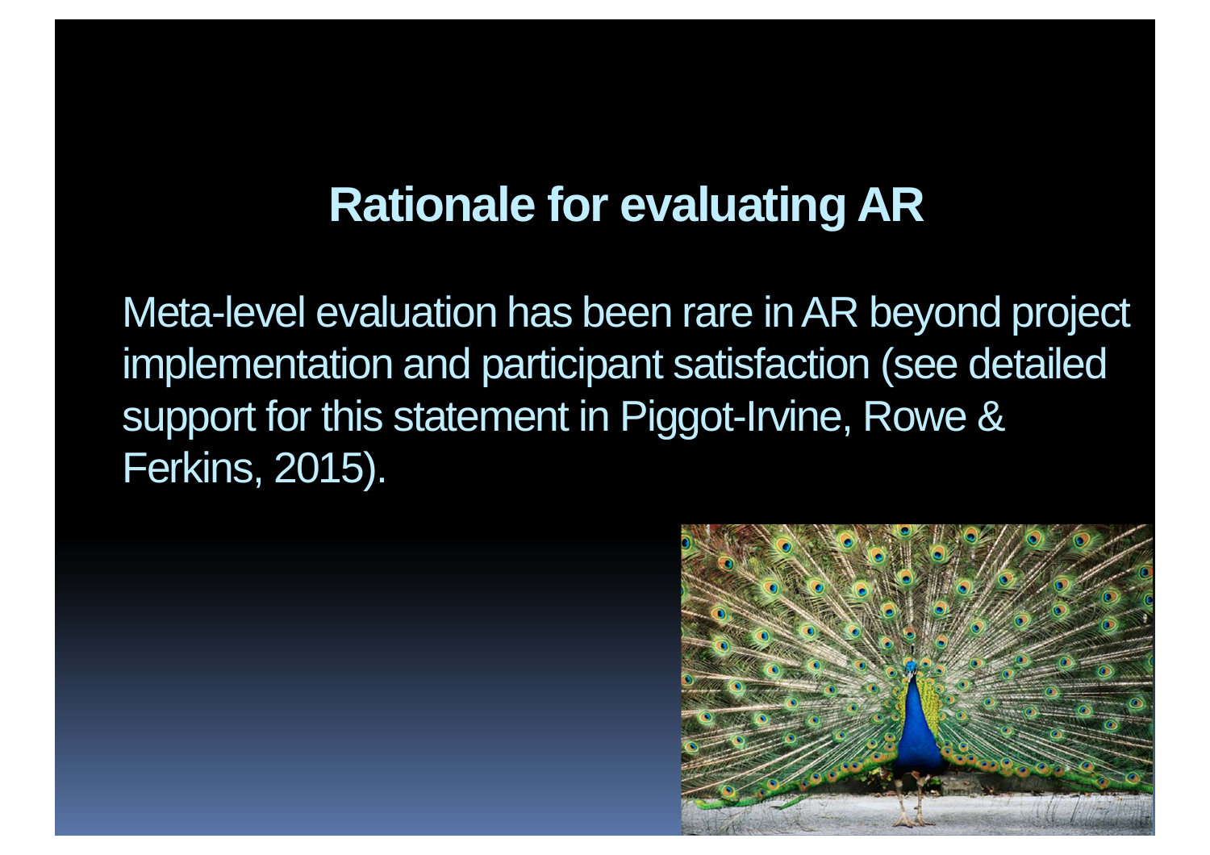# Rationale for evaluating AR

Meta-level evaluation has been rare in AR beyond project implementation and participant satisfaction (see detailed support for this statement in Piggot-Irvine, Rowe & Ferkins, 2015).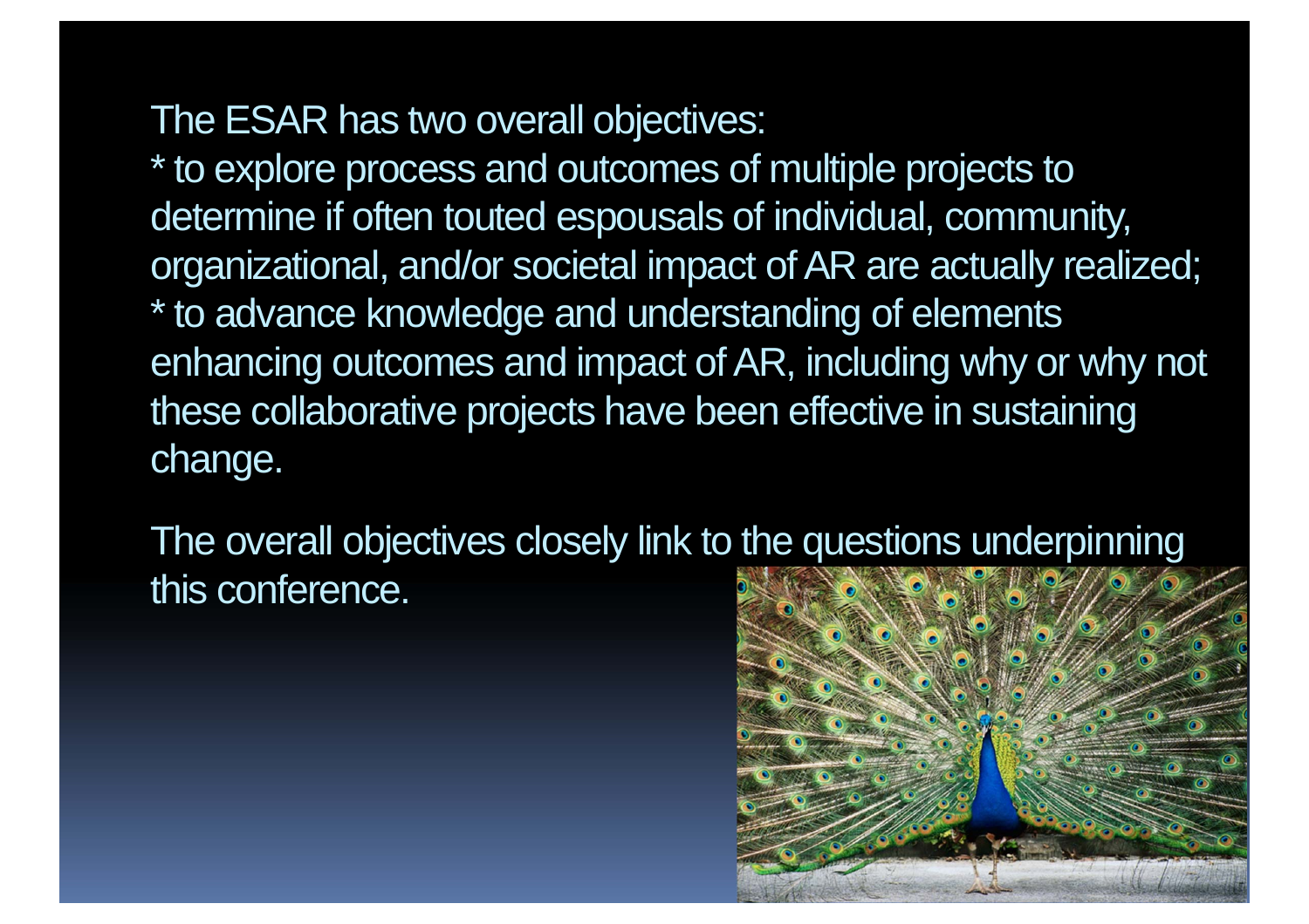The ESAR has two overall objectives:

* to explore process and outcomes of multiple projects to determine if often touted espousals of individual, community, organizational, and/or societal impact of AR are actually realized;
* to advance knowledge and understanding of elements enhancing outcomes and impact of AR, including why or why not these collaborative projects have been effective in sustaining change.

The overall objectives closely link to the questions underpinning this conference.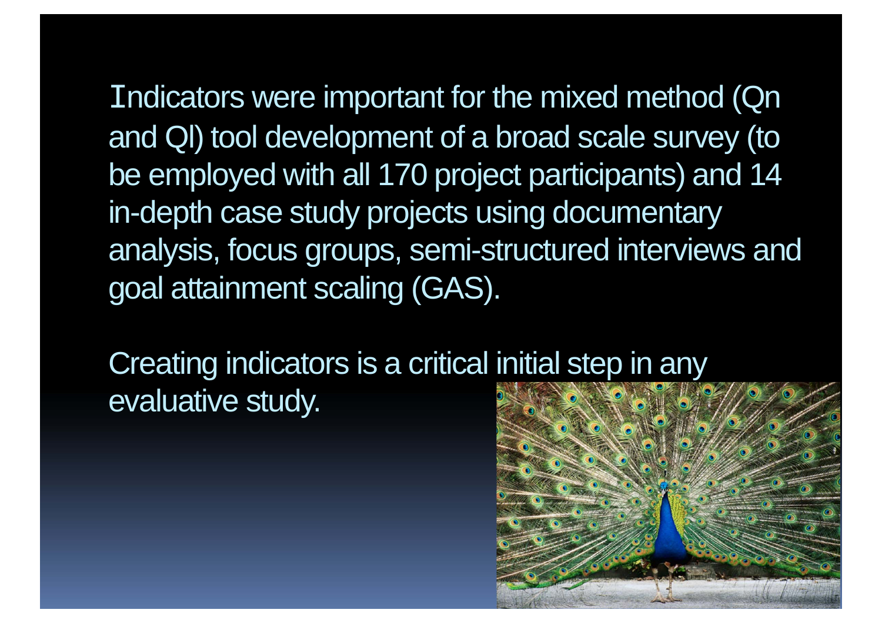Indicators were important for the mixed method (Qn and Ql) tool development of a broad scale survey (to be employed with all 170 project participants) and 14 in-depth case study projects using documentary analysis, focus groups, semi-structured interviews and goal attainment scaling (GAS).

Creating indicators is a critical initial step in any evaluative study.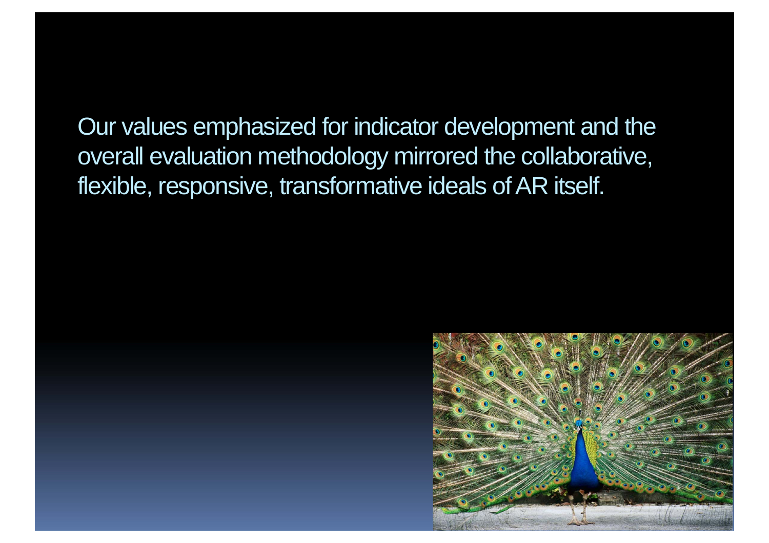Our values emphasized for indicator development and the overall evaluation methodology mirrored the collaborative, flexible, responsive, transformative ideals of AR itself.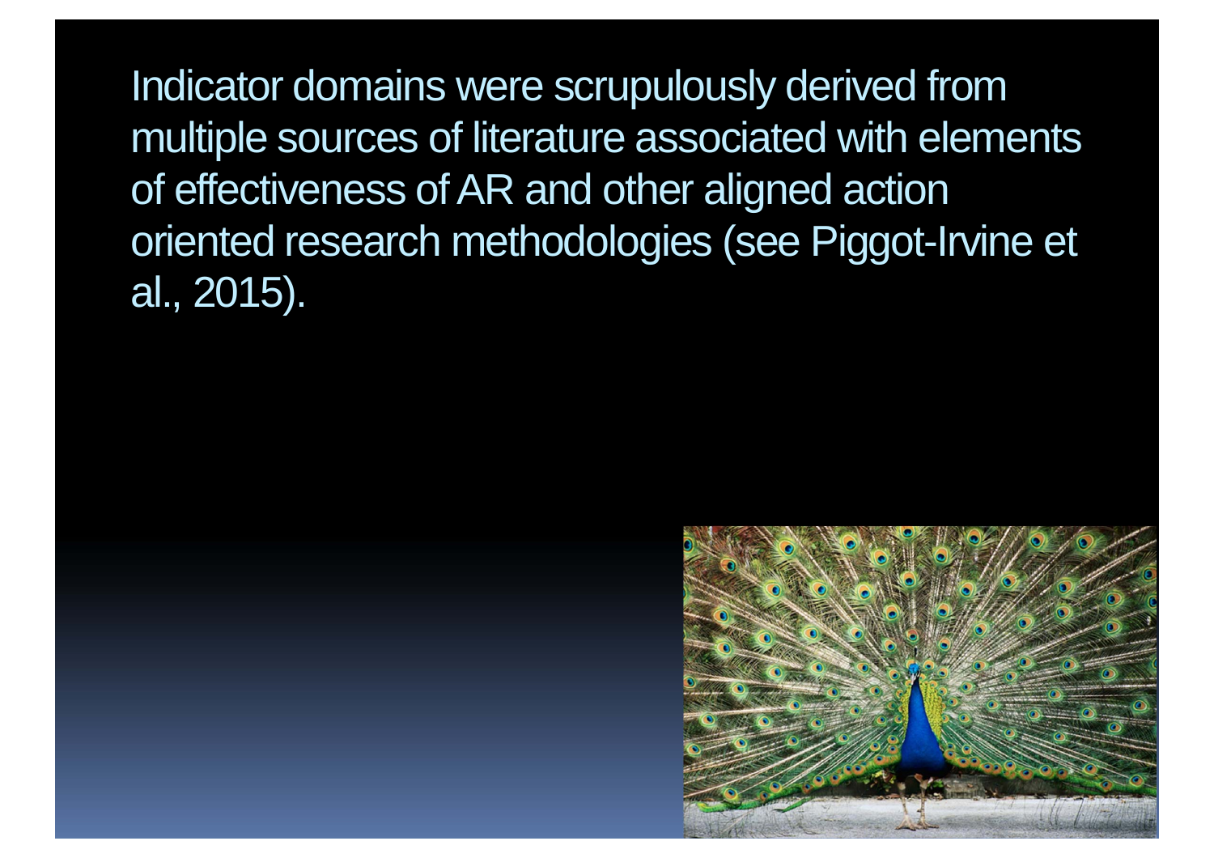Indicator domains were scrupulously derived from multiple sources of literature associated with elements of effectiveness of AR and other aligned action oriented research methodologies (see Piggot-Irvine et al., 2015).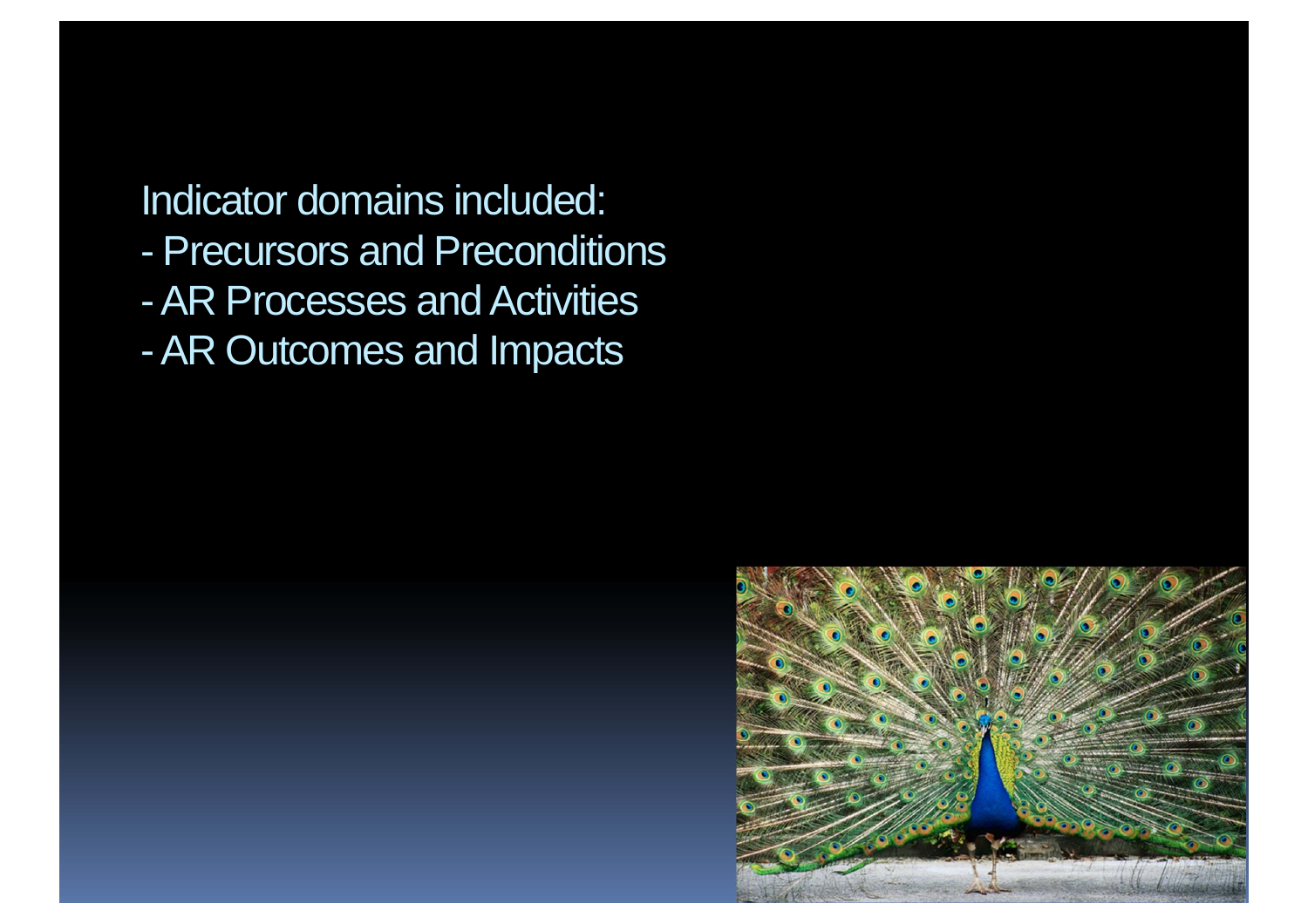Indicator domains included:

- Precursors and Preconditions
- AR Processes and Activities
- AR Outcomes and Impacts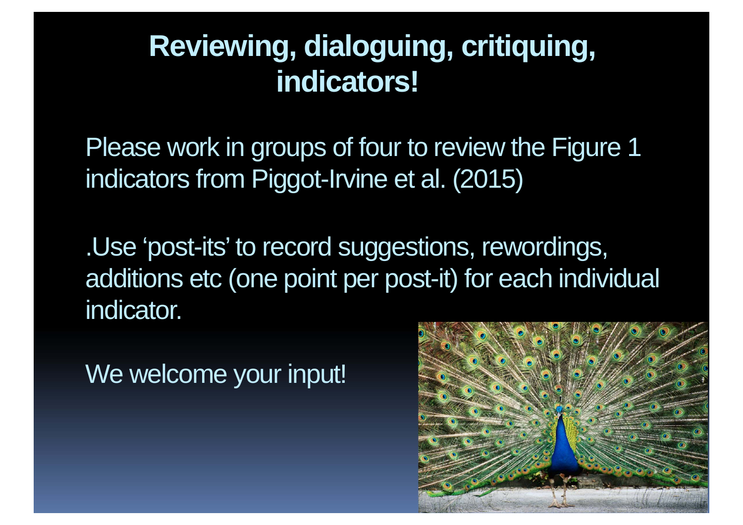# Reviewing, dialoguing, critiquing, indicators!

Please work in groups of four to review the Figure 1 indicators from Piggot-Irvine et al. (2015)

.Use ‘post-its’ to record suggestions, rewordings, additions etc (one point per post-it) for each individual indicator.

We welcome your input!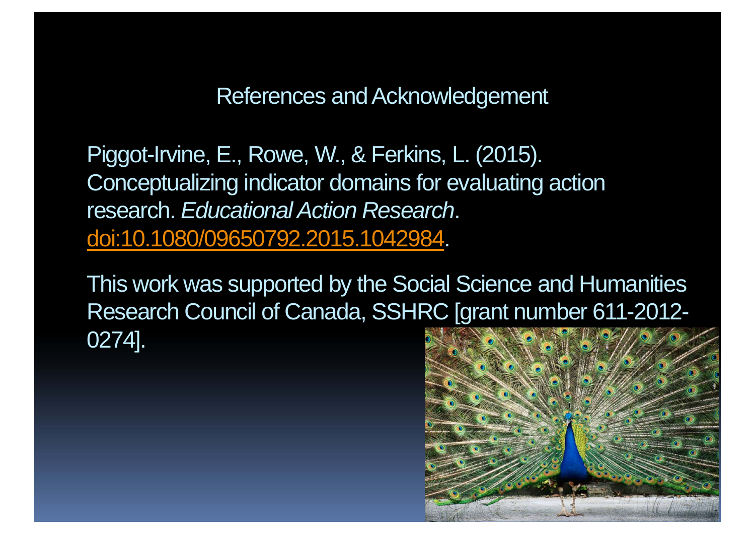# References and Acknowledgement

Piggot-Irvine, E., Rowe, W., & Ferkins, L. (2015). Conceptualizing indicator domains for evaluating action research. *Educational Action Research*. doi:10.1080/09650792.2015.1042984.

This work was supported by the Social Science and Humanities Research Council of Canada, SSHRC [grant number 611-2012-0274].